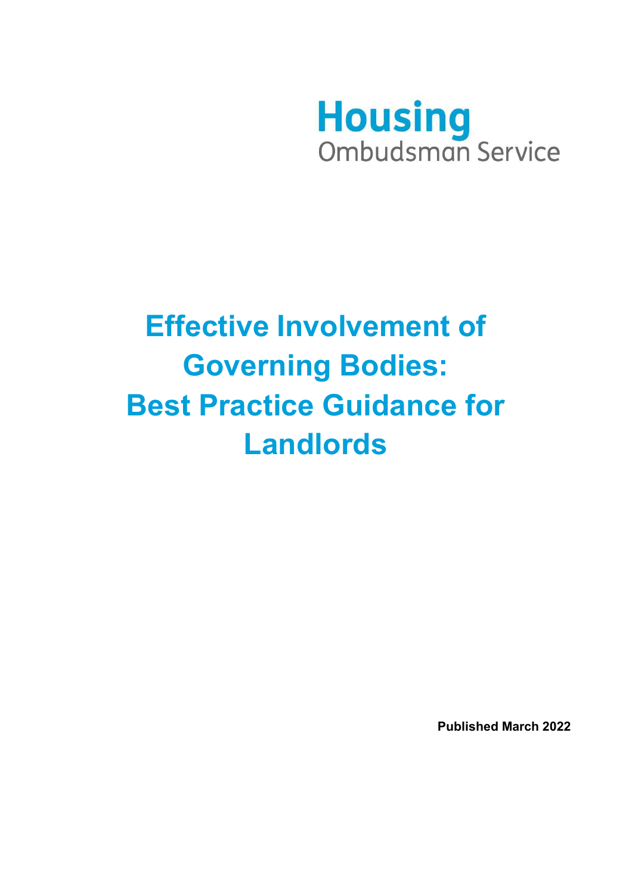Housing
Ombudsman Service

# Effective Involvement of Governing Bodies: Best Practice Guidance for Landlords

**Published March 2022**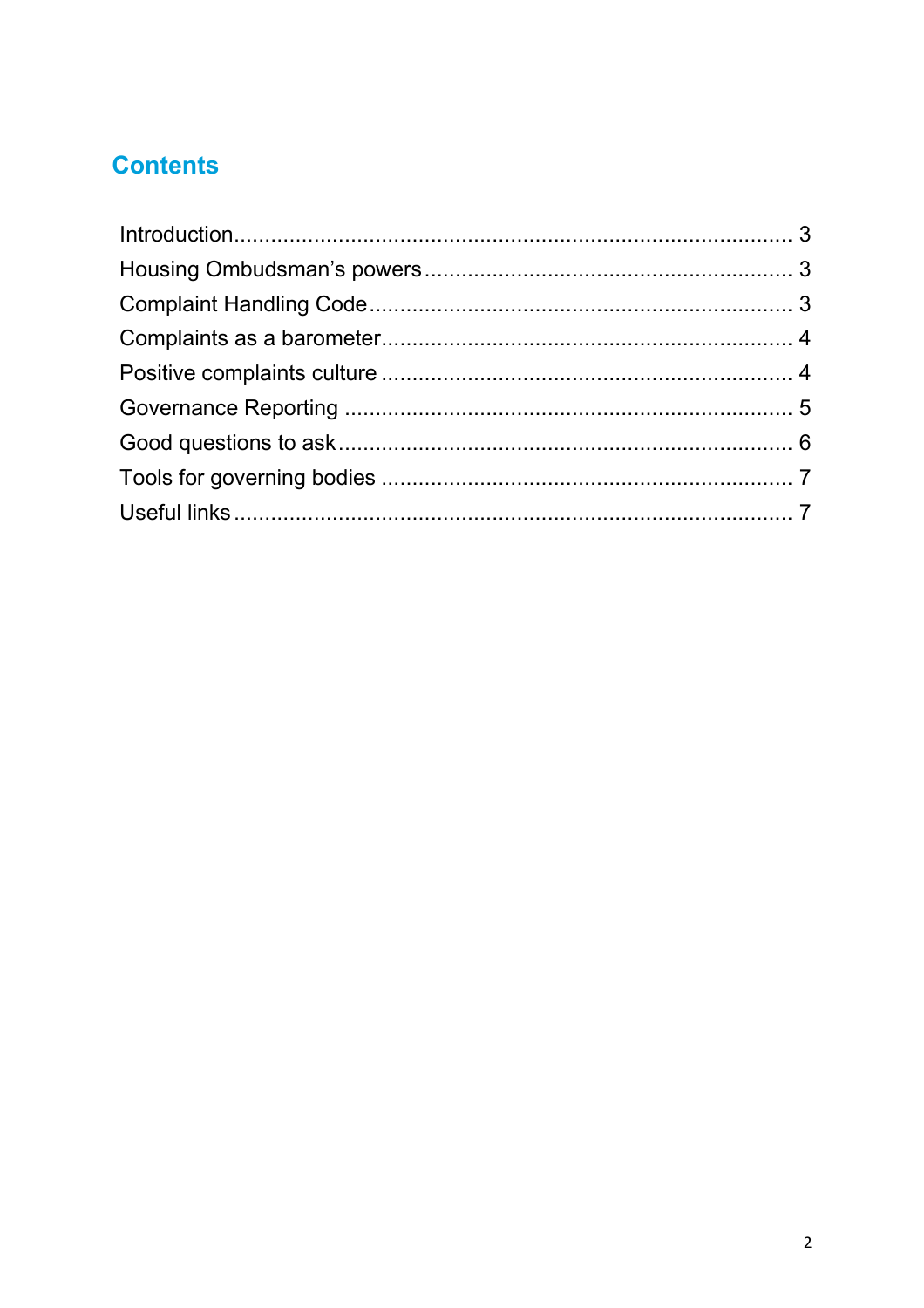## Contents

Introduction........................................................................................... 3
Housing Ombudsman's powers ........................................................... 3
Complaint Handling Code .................................................................... 3
Complaints as a barometer.................................................................. 4
Positive complaints culture .................................................................. 4
Governance Reporting ........................................................................ 5
Good questions to ask ......................................................................... 6
Tools for governing bodies .................................................................. 7
Useful links .......................................................................................... 7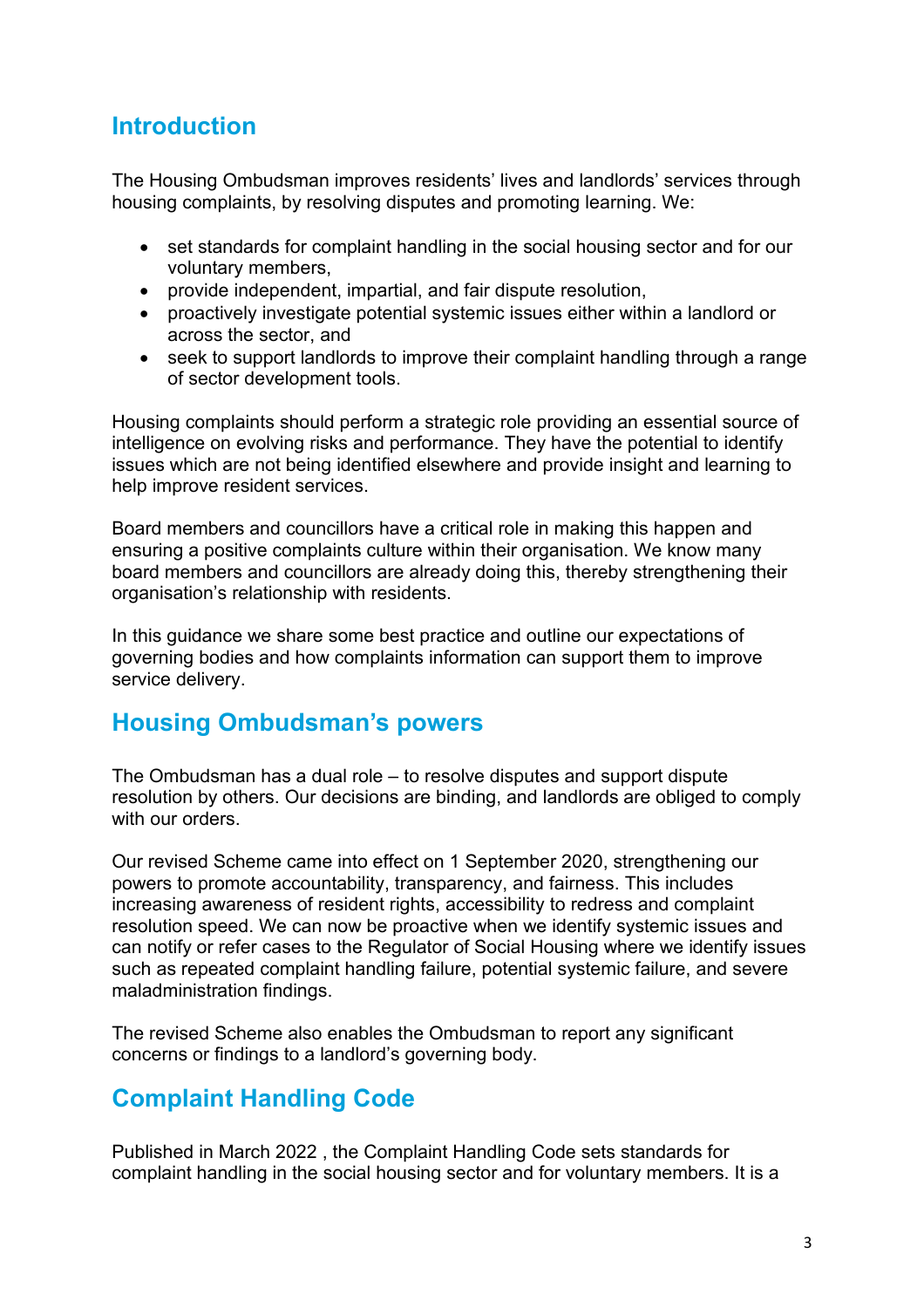## Introduction

The Housing Ombudsman improves residents' lives and landlords' services through housing complaints, by resolving disputes and promoting learning. We:

- set standards for complaint handling in the social housing sector and for our voluntary members,
- provide independent, impartial, and fair dispute resolution,
- proactively investigate potential systemic issues either within a landlord or across the sector, and
- seek to support landlords to improve their complaint handling through a range of sector development tools.

Housing complaints should perform a strategic role providing an essential source of intelligence on evolving risks and performance. They have the potential to identify issues which are not being identified elsewhere and provide insight and learning to help improve resident services.

Board members and councillors have a critical role in making this happen and ensuring a positive complaints culture within their organisation. We know many board members and councillors are already doing this, thereby strengthening their organisation's relationship with residents.

In this guidance we share some best practice and outline our expectations of governing bodies and how complaints information can support them to improve service delivery.

## Housing Ombudsman's powers

The Ombudsman has a dual role – to resolve disputes and support dispute resolution by others. Our decisions are binding, and landlords are obliged to comply with our orders.

Our revised Scheme came into effect on 1 September 2020, strengthening our powers to promote accountability, transparency, and fairness. This includes increasing awareness of resident rights, accessibility to redress and complaint resolution speed. We can now be proactive when we identify systemic issues and can notify or refer cases to the Regulator of Social Housing where we identify issues such as repeated complaint handling failure, potential systemic failure, and severe maladministration findings.

The revised Scheme also enables the Ombudsman to report any significant concerns or findings to a landlord's governing body.

## Complaint Handling Code

Published in March 2022 , the Complaint Handling Code sets standards for complaint handling in the social housing sector and for voluntary members. It is a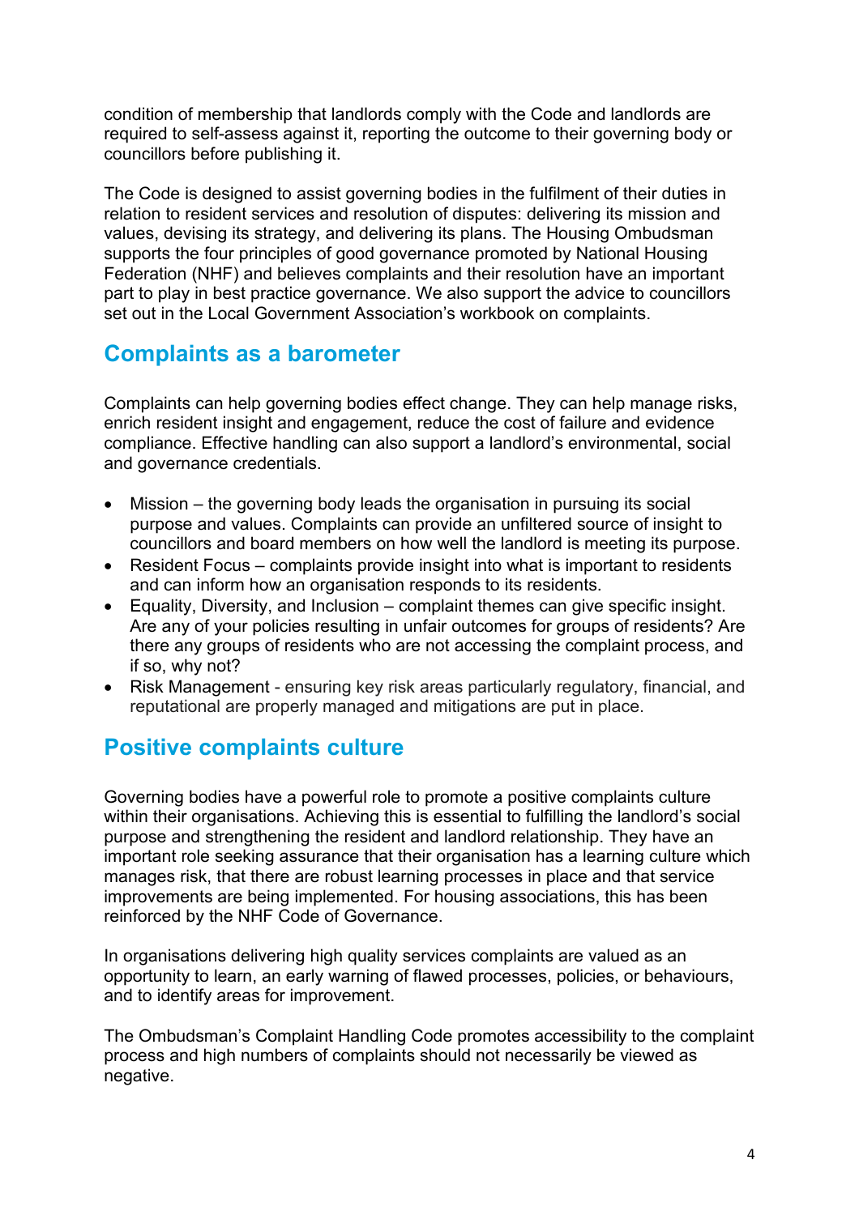condition of membership that landlords comply with the Code and landlords are required to self-assess against it, reporting the outcome to their governing body or councillors before publishing it.

The Code is designed to assist governing bodies in the fulfilment of their duties in relation to resident services and resolution of disputes: delivering its mission and values, devising its strategy, and delivering its plans. The Housing Ombudsman supports the four principles of good governance promoted by National Housing Federation (NHF) and believes complaints and their resolution have an important part to play in best practice governance. We also support the advice to councillors set out in the Local Government Association's workbook on complaints.

## Complaints as a barometer

Complaints can help governing bodies effect change. They can help manage risks, enrich resident insight and engagement, reduce the cost of failure and evidence compliance. Effective handling can also support a landlord's environmental, social and governance credentials.

- Mission – the governing body leads the organisation in pursuing its social purpose and values. Complaints can provide an unfiltered source of insight to councillors and board members on how well the landlord is meeting its purpose.
- Resident Focus – complaints provide insight into what is important to residents and can inform how an organisation responds to its residents.
- Equality, Diversity, and Inclusion – complaint themes can give specific insight. Are any of your policies resulting in unfair outcomes for groups of residents? Are there any groups of residents who are not accessing the complaint process, and if so, why not?
- Risk Management - ensuring key risk areas particularly regulatory, financial, and reputational are properly managed and mitigations are put in place.

## Positive complaints culture

Governing bodies have a powerful role to promote a positive complaints culture within their organisations. Achieving this is essential to fulfilling the landlord's social purpose and strengthening the resident and landlord relationship. They have an important role seeking assurance that their organisation has a learning culture which manages risk, that there are robust learning processes in place and that service improvements are being implemented. For housing associations, this has been reinforced by the NHF Code of Governance.

In organisations delivering high quality services complaints are valued as an opportunity to learn, an early warning of flawed processes, policies, or behaviours, and to identify areas for improvement.

The Ombudsman's Complaint Handling Code promotes accessibility to the complaint process and high numbers of complaints should not necessarily be viewed as negative.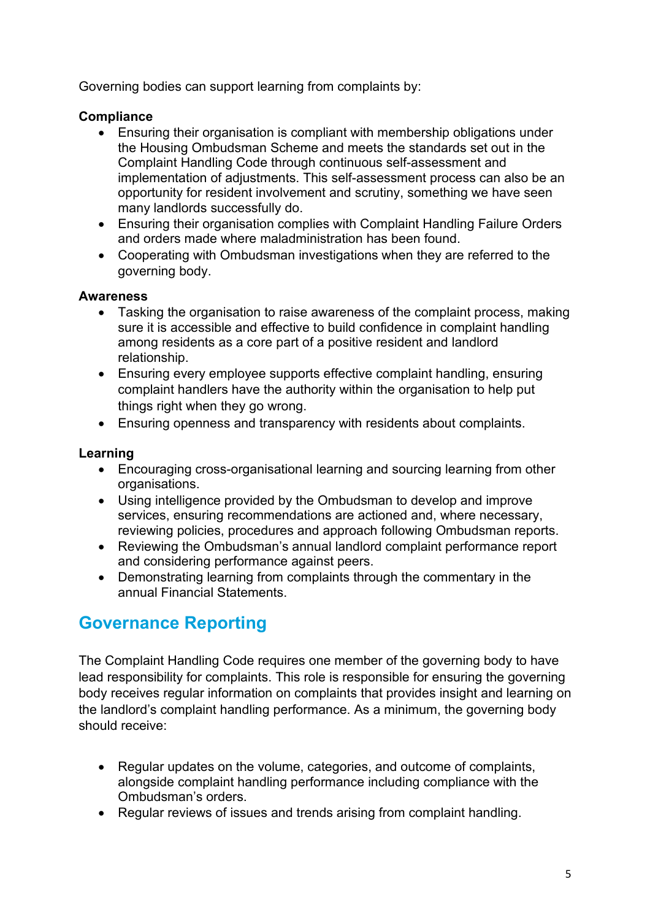Governing bodies can support learning from complaints by:

**Compliance**

- Ensuring their organisation is compliant with membership obligations under the Housing Ombudsman Scheme and meets the standards set out in the Complaint Handling Code through continuous self-assessment and implementation of adjustments. This self-assessment process can also be an opportunity for resident involvement and scrutiny, something we have seen many landlords successfully do.
- Ensuring their organisation complies with Complaint Handling Failure Orders and orders made where maladministration has been found.
- Cooperating with Ombudsman investigations when they are referred to the governing body.

**Awareness**

- Tasking the organisation to raise awareness of the complaint process, making sure it is accessible and effective to build confidence in complaint handling among residents as a core part of a positive resident and landlord relationship.
- Ensuring every employee supports effective complaint handling, ensuring complaint handlers have the authority within the organisation to help put things right when they go wrong.
- Ensuring openness and transparency with residents about complaints.

**Learning**

- Encouraging cross-organisational learning and sourcing learning from other organisations.
- Using intelligence provided by the Ombudsman to develop and improve services, ensuring recommendations are actioned and, where necessary, reviewing policies, procedures and approach following Ombudsman reports.
- Reviewing the Ombudsman's annual landlord complaint performance report and considering performance against peers.
- Demonstrating learning from complaints through the commentary in the annual Financial Statements.

## Governance Reporting

The Complaint Handling Code requires one member of the governing body to have lead responsibility for complaints. This role is responsible for ensuring the governing body receives regular information on complaints that provides insight and learning on the landlord's complaint handling performance. As a minimum, the governing body should receive:

- Regular updates on the volume, categories, and outcome of complaints, alongside complaint handling performance including compliance with the Ombudsman's orders.
- Regular reviews of issues and trends arising from complaint handling.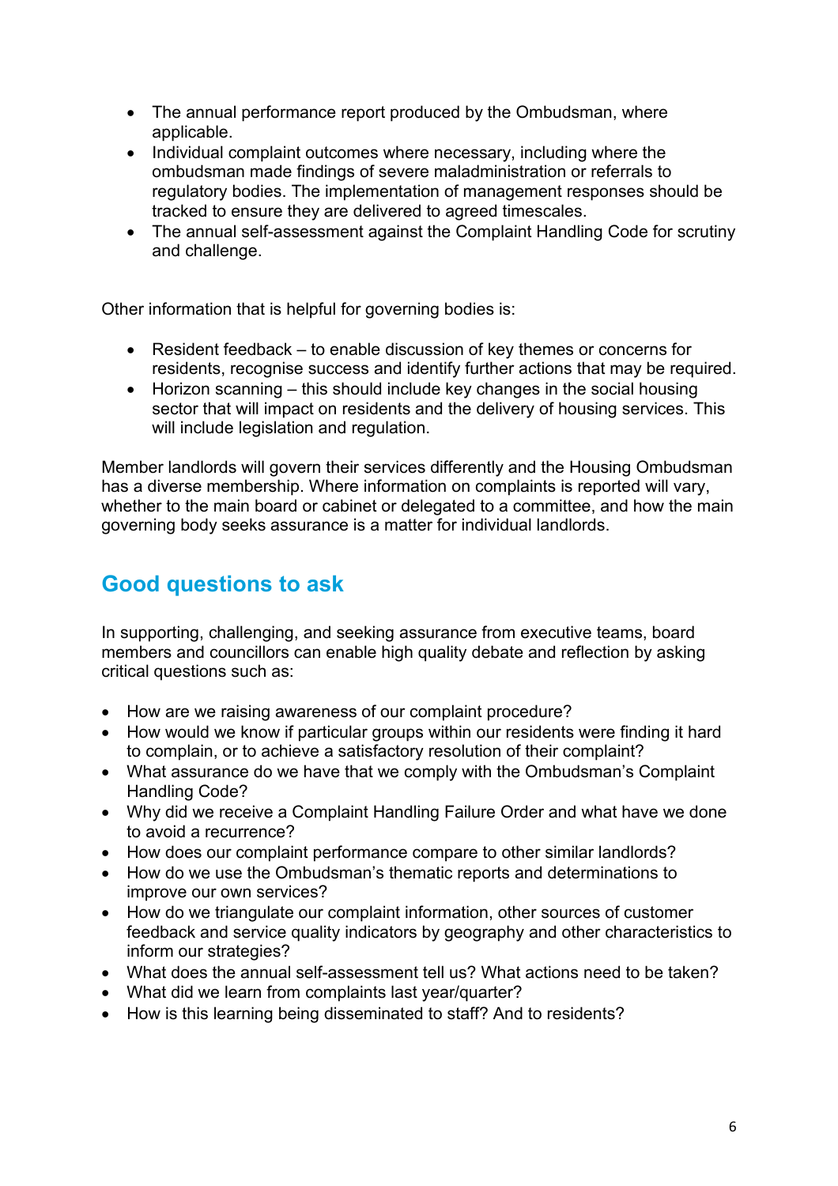- The annual performance report produced by the Ombudsman, where applicable.
- Individual complaint outcomes where necessary, including where the ombudsman made findings of severe maladministration or referrals to regulatory bodies. The implementation of management responses should be tracked to ensure they are delivered to agreed timescales.
- The annual self-assessment against the Complaint Handling Code for scrutiny and challenge.

Other information that is helpful for governing bodies is:

- Resident feedback – to enable discussion of key themes or concerns for residents, recognise success and identify further actions that may be required.
- Horizon scanning – this should include key changes in the social housing sector that will impact on residents and the delivery of housing services. This will include legislation and regulation.

Member landlords will govern their services differently and the Housing Ombudsman has a diverse membership. Where information on complaints is reported will vary, whether to the main board or cabinet or delegated to a committee, and how the main governing body seeks assurance is a matter for individual landlords.

## Good questions to ask

In supporting, challenging, and seeking assurance from executive teams, board members and councillors can enable high quality debate and reflection by asking critical questions such as:

- How are we raising awareness of our complaint procedure?
- How would we know if particular groups within our residents were finding it hard to complain, or to achieve a satisfactory resolution of their complaint?
- What assurance do we have that we comply with the Ombudsman's Complaint Handling Code?
- Why did we receive a Complaint Handling Failure Order and what have we done to avoid a recurrence?
- How does our complaint performance compare to other similar landlords?
- How do we use the Ombudsman's thematic reports and determinations to improve our own services?
- How do we triangulate our complaint information, other sources of customer feedback and service quality indicators by geography and other characteristics to inform our strategies?
- What does the annual self-assessment tell us? What actions need to be taken?
- What did we learn from complaints last year/quarter?
- How is this learning being disseminated to staff? And to residents?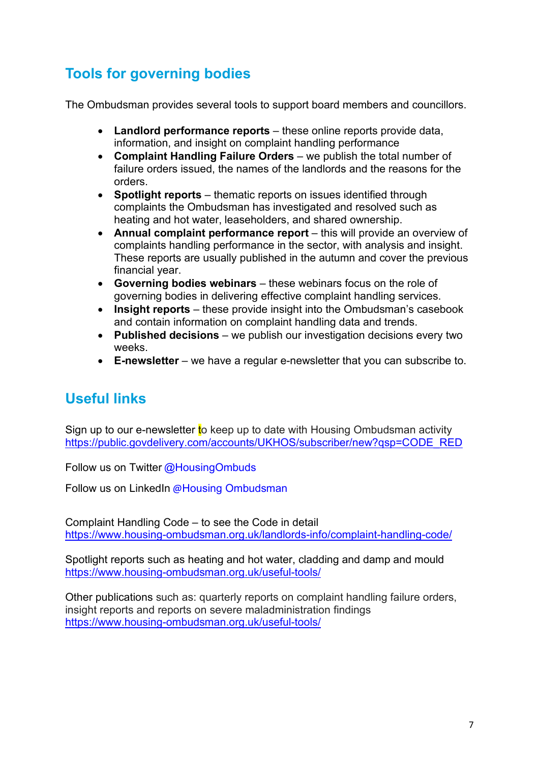## Tools for governing bodies

The Ombudsman provides several tools to support board members and councillors.

- **Landlord performance reports** – these online reports provide data, information, and insight on complaint handling performance
- **Complaint Handling Failure Orders** – we publish the total number of failure orders issued, the names of the landlords and the reasons for the orders.
- **Spotlight reports** – thematic reports on issues identified through complaints the Ombudsman has investigated and resolved such as heating and hot water, leaseholders, and shared ownership.
- **Annual complaint performance report** – this will provide an overview of complaints handling performance in the sector, with analysis and insight. These reports are usually published in the autumn and cover the previous financial year.
- **Governing bodies webinars** – these webinars focus on the role of governing bodies in delivering effective complaint handling services.
- **Insight reports** – these provide insight into the Ombudsman's casebook and contain information on complaint handling data and trends.
- **Published decisions** – we publish our investigation decisions every two weeks.
- **E-newsletter** – we have a regular e-newsletter that you can subscribe to.

## Useful links

Sign up to our e-newsletter to keep up to date with Housing Ombudsman activity
https://public.govdelivery.com/accounts/UKHOS/subscriber/new?qsp=CODE_RED

Follow us on Twitter @HousingOmbuds

Follow us on LinkedIn @Housing Ombudsman

Complaint Handling Code – to see the Code in detail
https://www.housing-ombudsman.org.uk/landlords-info/complaint-handling-code/

Spotlight reports such as heating and hot water, cladding and damp and mould
https://www.housing-ombudsman.org.uk/useful-tools/

Other publications such as: quarterly reports on complaint handling failure orders, insight reports and reports on severe maladministration findings
https://www.housing-ombudsman.org.uk/useful-tools/